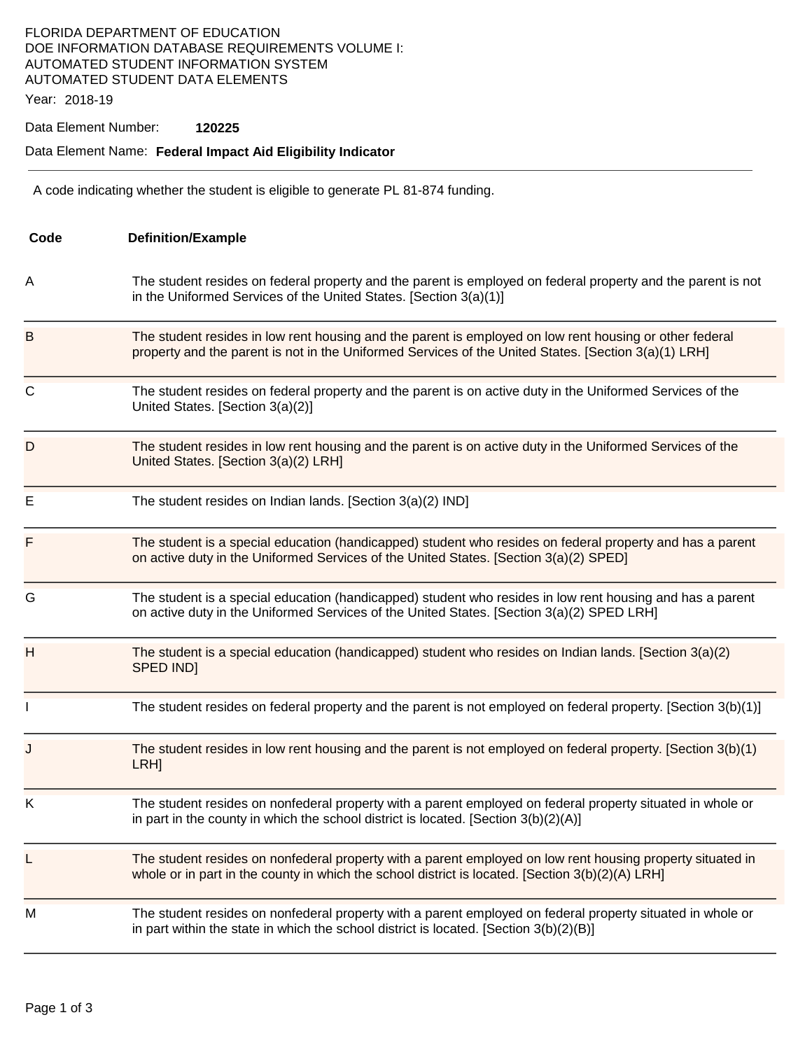FLORIDA DEPARTMENT OF EDUCATION
DOE INFORMATION DATABASE REQUIREMENTS VOLUME I:
AUTOMATED STUDENT INFORMATION SYSTEM
AUTOMATED STUDENT DATA ELEMENTS

Year: 2018-19

Data Element Number: **120225**

Data Element Name: **Federal Impact Aid Eligibility Indicator**

---

A code indicating whether the student is eligible to generate PL 81-874 funding.

| Code | Definition/Example |
|---|---|
| A | The student resides on federal property and the parent is employed on federal property and the parent is not in the Uniformed Services of the United States. [Section 3(a)(1)] |
| B | The student resides in low rent housing and the parent is employed on low rent housing or other federal property and the parent is not in the Uniformed Services of the United States. [Section 3(a)(1) LRH] |
| C | The student resides on federal property and the parent is on active duty in the Uniformed Services of the United States. [Section 3(a)(2)] |
| D | The student resides in low rent housing and the parent is on active duty in the Uniformed Services of the United States. [Section 3(a)(2) LRH] |
| E | The student resides on Indian lands. [Section 3(a)(2) IND] |
| F | The student is a special education (handicapped) student who resides on federal property and has a parent on active duty in the Uniformed Services of the United States. [Section 3(a)(2) SPED] |
| G | The student is a special education (handicapped) student who resides in low rent housing and has a parent on active duty in the Uniformed Services of the United States. [Section 3(a)(2) SPED LRH] |
| H | The student is a special education (handicapped) student who resides on Indian lands. [Section 3(a)(2) SPED IND] |
| I | The student resides on federal property and the parent is not employed on federal property. [Section 3(b)(1)] |
| J | The student resides in low rent housing and the parent is not employed on federal property. [Section 3(b)(1) LRH] |
| K | The student resides on nonfederal property with a parent employed on federal property situated in whole or in part in the county in which the school district is located. [Section 3(b)(2)(A)] |
| L | The student resides on nonfederal property with a parent employed on low rent housing property situated in whole or in part in the county in which the school district is located. [Section 3(b)(2)(A) LRH] |
| M | The student resides on nonfederal property with a parent employed on federal property situated in whole or in part within the state in which the school district is located. [Section 3(b)(2)(B)] |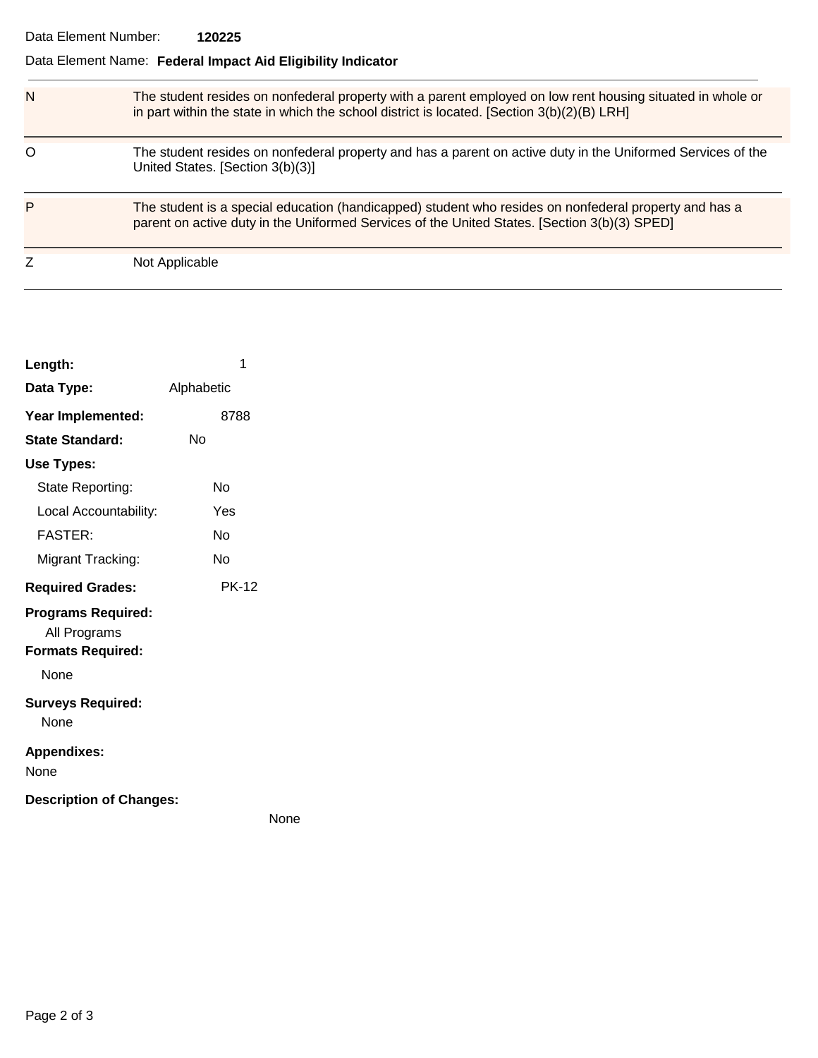Data Element Number: **120225**

Data Element Name: **Federal Impact Aid Eligibility Indicator**

| | |
|---|---|
| N | The student resides on nonfederal property with a parent employed on low rent housing situated in whole or in part within the state in which the school district is located. [Section 3(b)(2)(B) LRH] |
| O | The student resides on nonfederal property and has a parent on active duty in the Uniformed Services of the United States. [Section 3(b)(3)] |
| P | The student is a special education (handicapped) student who resides on nonfederal property and has a parent on active duty in the Uniformed Services of the United States. [Section 3(b)(3) SPED] |
| Z | Not Applicable |

**Length:** 1

**Data Type:** Alphabetic

**Year Implemented:** 8788

**State Standard:** No

**Use Types:**

- State Reporting: No
- Local Accountability: Yes
- FASTER: No
- Migrant Tracking: No

**Required Grades:** PK-12

**Programs Required:**

All Programs

**Formats Required:**

None

**Surveys Required:**

None

**Appendixes:**

None

**Description of Changes:**

None